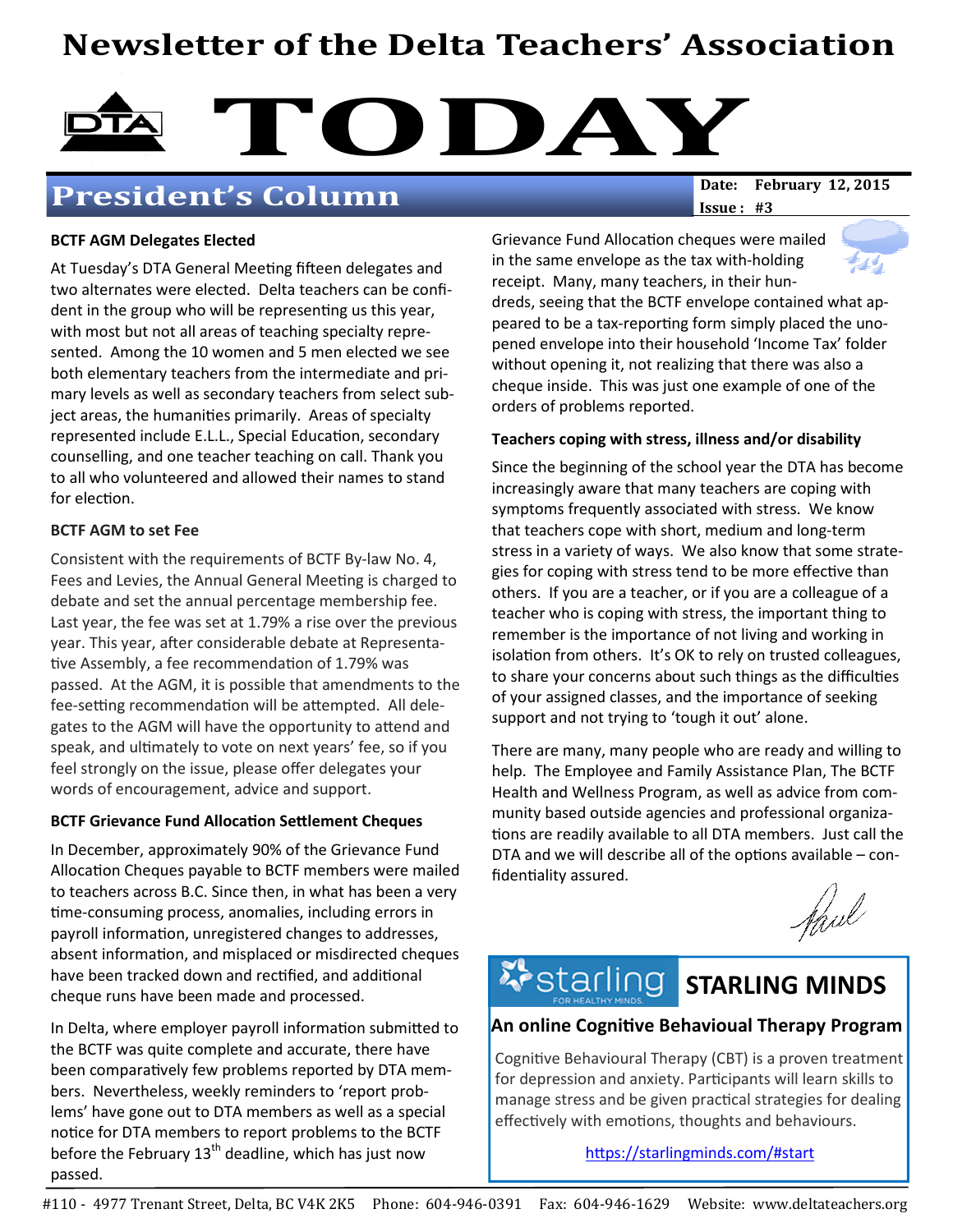# Newsletter of the Delta Teachers' Association

# TODAY

## President's Column

**Date: February 12, 2015**
**Issue : #3**

### BCTF AGM Delegates Elected

At Tuesday's DTA General Meeting fifteen delegates and two alternates were elected. Delta teachers can be confident in the group who will be representing us this year, with most but not all areas of teaching specialty represented. Among the 10 women and 5 men elected we see both elementary teachers from the intermediate and primary levels as well as secondary teachers from select subject areas, the humanities primarily. Areas of specialty represented include E.L.L., Special Education, secondary counselling, and one teacher teaching on call. Thank you to all who volunteered and allowed their names to stand for election.

### BCTF AGM to set Fee

Consistent with the requirements of BCTF By-law No. 4, Fees and Levies, the Annual General Meeting is charged to debate and set the annual percentage membership fee. Last year, the fee was set at 1.79% a rise over the previous year. This year, after considerable debate at Representative Assembly, a fee recommendation of 1.79% was passed. At the AGM, it is possible that amendments to the fee-setting recommendation will be attempted. All delegates to the AGM will have the opportunity to attend and speak, and ultimately to vote on next years' fee, so if you feel strongly on the issue, please offer delegates your words of encouragement, advice and support.

### BCTF Grievance Fund Allocation Settlement Cheques

In December, approximately 90% of the Grievance Fund Allocation Cheques payable to BCTF members were mailed to teachers across B.C. Since then, in what has been a very time-consuming process, anomalies, including errors in payroll information, unregistered changes to addresses, absent information, and misplaced or misdirected cheques have been tracked down and rectified, and additional cheque runs have been made and processed.

In Delta, where employer payroll information submitted to the BCTF was quite complete and accurate, there have been comparatively few problems reported by DTA members. Nevertheless, weekly reminders to 'report problems' have gone out to DTA members as well as a special notice for DTA members to report problems to the BCTF before the February 13th deadline, which has just now passed.

Grievance Fund Allocation cheques were mailed in the same envelope as the tax with-holding receipt. Many, many teachers, in their hundreds, seeing that the BCTF envelope contained what appeared to be a tax-reporting form simply placed the unopened envelope into their household 'Income Tax' folder without opening it, not realizing that there was also a cheque inside. This was just one example of one of the orders of problems reported.

### Teachers coping with stress, illness and/or disability

Since the beginning of the school year the DTA has become increasingly aware that many teachers are coping with symptoms frequently associated with stress. We know that teachers cope with short, medium and long-term stress in a variety of ways. We also know that some strategies for coping with stress tend to be more effective than others. If you are a teacher, or if you are a colleague of a teacher who is coping with stress, the important thing to remember is the importance of not living and working in isolation from others. It's OK to rely on trusted colleagues, to share your concerns about such things as the difficulties of your assigned classes, and the importance of seeking support and not trying to 'tough it out' alone.

There are many, many people who are ready and willing to help. The Employee and Family Assistance Plan, The BCTF Health and Wellness Program, as well as advice from community based outside agencies and professional organizations are readily available to all DTA members. Just call the DTA and we will describe all of the options available – confidentiality assured.

Paul

---

starling FOR HEALTHY MINDS

### STARLING MINDS

**An online Cognitive Behavioual Therapy Program**

Cognitive Behavioural Therapy (CBT) is a proven treatment for depression and anxiety. Participants will learn skills to manage stress and be given practical strategies for dealing effectively with emotions, thoughts and behaviours.

https://starlingminds.com/#start

---

#110 - 4977 Trenant Street, Delta, BC V4K 2K5 Phone: 604-946-0391 Fax: 604-946-1629 Website: www.deltateachers.org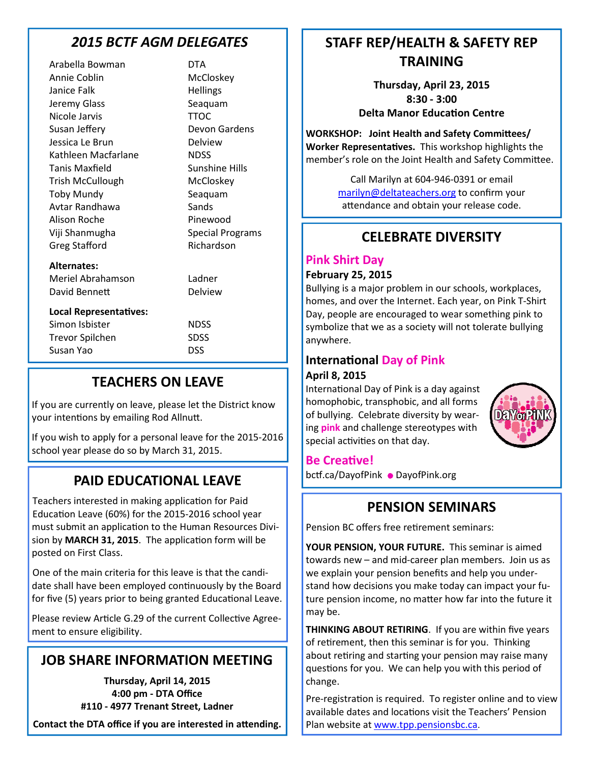## *2015 BCTF AGM DELEGATES*

| | |
|---|---|
| Arabella Bowman | DTA |
| Annie Coblin | McCloskey |
| Janice Falk | Hellings |
| Jeremy Glass | Seaquam |
| Nicole Jarvis | TTOC |
| Susan Jeffery | Devon Gardens |
| Jessica Le Brun | Delview |
| Kathleen Macfarlane | NDSS |
| Tanis Maxfield | Sunshine Hills |
| Trish McCullough | McCloskey |
| Toby Mundy | Seaquam |
| Avtar Randhawa | Sands |
| Alison Roche | Pinewood |
| Viji Shanmugha | Special Programs |
| Greg Stafford | Richardson |
| **Alternates:** | |
| Meriel Abrahamson | Ladner |
| David Bennett | Delview |
| **Local Representatives:** | |
| Simon Isbister | NDSS |
| Trevor Spilchen | SDSS |
| Susan Yao | DSS |

## TEACHERS ON LEAVE

If you are currently on leave, please let the District know your intentions by emailing Rod Allnutt.

If you wish to apply for a personal leave for the 2015-2016 school year please do so by March 31, 2015.

## PAID EDUCATIONAL LEAVE

Teachers interested in making application for Paid Education Leave (60%) for the 2015-2016 school year must submit an application to the Human Resources Division by **MARCH 31, 2015**. The application form will be posted on First Class.

One of the main criteria for this leave is that the candidate shall have been employed continuously by the Board for five (5) years prior to being granted Educational Leave.

Please review Article G.29 of the current Collective Agreement to ensure eligibility.

## JOB SHARE INFORMATION MEETING

**Thursday, April 14, 2015**
**4:00 pm - DTA Office**
**#110 - 4977 Trenant Street, Ladner**

**Contact the DTA office if you are interested in attending.**

## STAFF REP/HEALTH & SAFETY REP TRAINING

**Thursday, April 23, 2015**
**8:30 - 3:00**
**Delta Manor Education Centre**

**WORKSHOP: Joint Health and Safety Committees/ Worker Representatives.** This workshop highlights the member's role on the Joint Health and Safety Committee.

Call Marilyn at 604-946-0391 or email marilyn@deltateachers.org to confirm your attendance and obtain your release code.

## CELEBRATE DIVERSITY

### Pink Shirt Day

**February 25, 2015**

Bullying is a major problem in our schools, workplaces, homes, and over the Internet. Each year, on Pink T-Shirt Day, people are encouraged to wear something pink to symbolize that we as a society will not tolerate bullying anywhere.

### International Day of Pink

**April 8, 2015**

International Day of Pink is a day against homophobic, transphobic, and all forms of bullying. Celebrate diversity by wearing **pink** and challenge stereotypes with special activities on that day.

### Be Creative!

bctf.ca/DayofPink • DayofPink.org

## PENSION SEMINARS

Pension BC offers free retirement seminars:

**YOUR PENSION, YOUR FUTURE.** This seminar is aimed towards new – and mid-career plan members. Join us as we explain your pension benefits and help you understand how decisions you make today can impact your future pension income, no matter how far into the future it may be.

**THINKING ABOUT RETIRING**. If you are within five years of retirement, then this seminar is for you. Thinking about retiring and starting your pension may raise many questions for you. We can help you with this period of change.

Pre-registration is required. To register online and to view available dates and locations visit the Teachers' Pension Plan website at www.tpp.pensionsbc.ca.